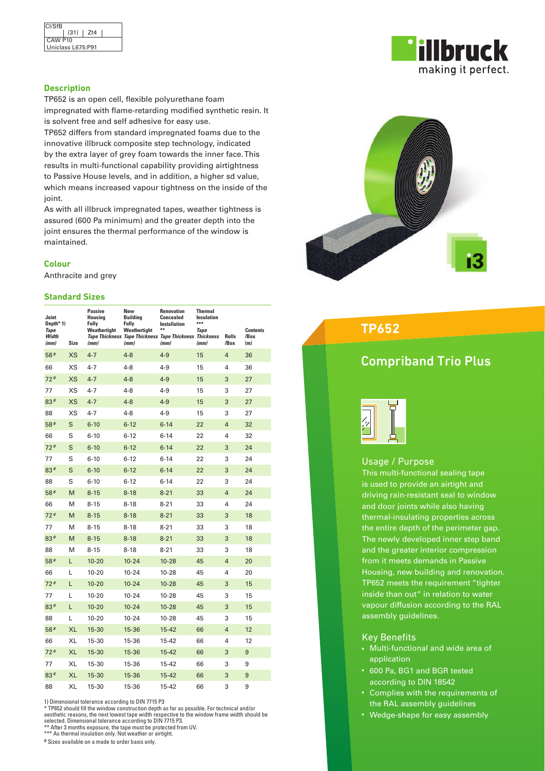| CI/SfB | |
|---|---|
| (31) | Zt4 |
| CAW P10 | |
| Uniclass L675:P91 | |

illbruck
making it perfect.

# TP652

## Compriband Trio Plus

### Description

TP652 is an open cell, flexible polyurethane foam impregnated with flame-retarding modified synthetic resin. It is solvent free and self adhesive for easy use.

TP652 differs from standard impregnated foams due to the innovative illbruck composite step technology, indicated by the extra layer of grey foam towards the inner face. This results in multi-functional capability providing airtightness to Passive House levels, and in addition, a higher sd value, which means increased vapour tightness on the inside of the joint.

As with all illbruck impregnated tapes, weather tightness is assured (600 Pa minimum) and the greater depth into the joint ensures the thermal performance of the window is maintained.

### Colour

Anthracite and grey

### Standard Sizes

| Joint Depth* 1) *Tape Width (mm)* | Size | Passive Housing Fully Weathertight *Tape Thickness (mm)* | New Building Fully Weathertight *Tape Thickness (mm)* | Renovation Concealed Installation ** *Tape Thickness (mm)* | Thermal Insulation *** *Tape Thickness (mm)* | Rolls /Box | Contents /Box (m) |
|---|---|---|---|---|---|---|---|
| 58# | XS | 4-7 | 4-8 | 4-9 | 15 | 4 | 36 |
| 66 | XS | 4-7 | 4-8 | 4-9 | 15 | 4 | 36 |
| 72# | XS | 4-7 | 4-8 | 4-9 | 15 | 3 | 27 |
| 77 | XS | 4-7 | 4-8 | 4-9 | 15 | 3 | 27 |
| 83# | XS | 4-7 | 4-8 | 4-9 | 15 | 3 | 27 |
| 88 | XS | 4-7 | 4-8 | 4-9 | 15 | 3 | 27 |
| 58# | S | 6-10 | 6-12 | 6-14 | 22 | 4 | 32 |
| 66 | S | 6-10 | 6-12 | 6-14 | 22 | 4 | 32 |
| 72# | S | 6-10 | 6-12 | 6-14 | 22 | 3 | 24 |
| 77 | S | 6-10 | 6-12 | 6-14 | 22 | 3 | 24 |
| 83# | S | 6-10 | 6-12 | 6-14 | 22 | 3 | 24 |
| 88 | S | 6-10 | 6-12 | 6-14 | 22 | 3 | 24 |
| 58# | M | 8-15 | 8-18 | 8-21 | 33 | 4 | 24 |
| 66 | M | 8-15 | 8-18 | 8-21 | 33 | 4 | 24 |
| 72# | M | 8-15 | 8-18 | 8-21 | 33 | 3 | 18 |
| 77 | M | 8-15 | 8-18 | 8-21 | 33 | 3 | 18 |
| 83# | M | 8-15 | 8-18 | 8-21 | 33 | 3 | 18 |
| 88 | M | 8-15 | 8-18 | 8-21 | 33 | 3 | 18 |
| 58# | L | 10-20 | 10-24 | 10-28 | 45 | 4 | 20 |
| 66 | L | 10-20 | 10-24 | 10-28 | 45 | 4 | 20 |
| 72# | L | 10-20 | 10-24 | 10-28 | 45 | 3 | 15 |
| 77 | L | 10-20 | 10-24 | 10-28 | 45 | 3 | 15 |
| 83# | L | 10-20 | 10-24 | 10-28 | 45 | 3 | 15 |
| 88 | L | 10-20 | 10-24 | 10-28 | 45 | 3 | 15 |
| 58# | XL | 15-30 | 15-36 | 15-42 | 66 | 4 | 12 |
| 66 | XL | 15-30 | 15-36 | 15-42 | 66 | 4 | 12 |
| 72# | XL | 15-30 | 15-36 | 15-42 | 66 | 3 | 9 |
| 77 | XL | 15-30 | 15-36 | 15-42 | 66 | 3 | 9 |
| 83# | XL | 15-30 | 15-36 | 15-42 | 66 | 3 | 9 |
| 88 | XL | 15-30 | 15-36 | 15-42 | 66 | 3 | 9 |

1) Dimensional tolerance according to DIN 7715 P3
\* TP652 should fill the window construction depth as far as possible. For technical and/or aesthetic reasons, the next lowest tape width respective to the window frame width should be selected. Dimensional tolerance according to DIN 7715 P3.
** After 3 months exposure, the tape must be protected from UV.
*** As thermal insulation only. Not weather or airtight.

# Sizes available on a made to order basis only.

### Usage / Purpose

This multi-functional sealing tape is used to provide an airtight and driving rain-resistant seal to window and door joints while also having thermal-insulating properties across the entire depth of the perimeter gap. The newly developed inner step band and the greater interior compression from it meets demands in Passive Housing, new building and renovation. TP652 meets the requirement "tighter inside than out" in relation to water vapour diffusion according to the RAL assembly guidelines.

### Key Benefits

- Multi-functional and wide area of application
- 600 Pa, BG1 and BGR tested according to DIN 18542
- Complies with the requirements of the RAL assembly guidelines
- Wedge-shape for easy assembly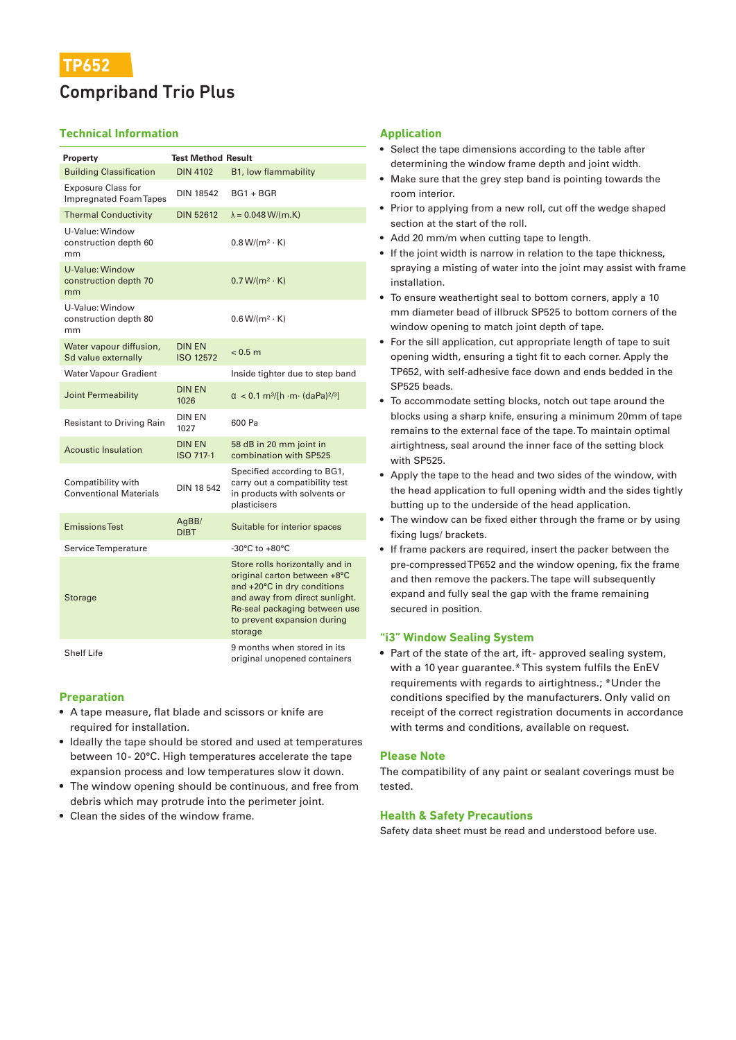# TP652

## Compriband Trio Plus

### Technical Information

| Property | Test Method | Result |
|---|---|---|
| Building Classification | DIN 4102 | B1, low flammability |
| Exposure Class for Impregnated Foam Tapes | DIN 18542 | BG1 + BGR |
| Thermal Conductivity | DIN 52612 | $\lambda$ = 0.048 W/(m.K) |
| U-Value: Window construction depth 60 mm | | 0.8 W/(m² · K) |
| U-Value: Window construction depth 70 mm | | 0.7 W/(m² · K) |
| U-Value: Window construction depth 80 mm | | 0.6 W/(m² · K) |
| Water vapour diffusion, Sd value externally | DIN EN ISO 12572 | < 0.5 m |
| Water Vapour Gradient | | Inside tighter due to step band |
| Joint Permeability | DIN EN 1026 | $\alpha$ < 0.1 m³/[h ·m· (daPa)$^{2/3}$] |
| Resistant to Driving Rain | DIN EN 1027 | 600 Pa |
| Acoustic Insulation | DIN EN ISO 717-1 | 58 dB in 20 mm joint in combination with SP525 |
| Compatibility with Conventional Materials | DIN 18 542 | Specified according to BG1, carry out a compatibility test in products with solvents or plasticisers |
| Emissions Test | AgBB/ DIBT | Suitable for interior spaces |
| Service Temperature | | -30°C to +80°C |
| Storage | | Store rolls horizontally and in original carton between +8°C and +20°C in dry conditions and away from direct sunlight. Re-seal packaging between use to prevent expansion during storage |
| Shelf Life | | 9 months when stored in its original unopened containers |

### Preparation

- A tape measure, flat blade and scissors or knife are required for installation.
- Ideally the tape should be stored and used at temperatures between 10 - 20°C. High temperatures accelerate the tape expansion process and low temperatures slow it down.
- The window opening should be continuous, and free from debris which may protrude into the perimeter joint.
- Clean the sides of the window frame.

### Application

- Select the tape dimensions according to the table after determining the window frame depth and joint width.
- Make sure that the grey step band is pointing towards the room interior.
- Prior to applying from a new roll, cut off the wedge shaped section at the start of the roll.
- Add 20 mm/m when cutting tape to length.
- If the joint width is narrow in relation to the tape thickness, spraying a misting of water into the joint may assist with frame installation.
- To ensure weathertight seal to bottom corners, apply a 10 mm diameter bead of illbruck SP525 to bottom corners of the window opening to match joint depth of tape.
- For the sill application, cut appropriate length of tape to suit opening width, ensuring a tight fit to each corner. Apply the TP652, with self-adhesive face down and ends bedded in the SP525 beads.
- To accommodate setting blocks, notch out tape around the blocks using a sharp knife, ensuring a minimum 20mm of tape remains to the external face of the tape. To maintain optimal airtightness, seal around the inner face of the setting block with SP525.
- Apply the tape to the head and two sides of the window, with the head application to full opening width and the sides tightly butting up to the underside of the head application.
- The window can be fixed either through the frame or by using fixing lugs/ brackets.
- If frame packers are required, insert the packer between the pre-compressed TP652 and the window opening, fix the frame and then remove the packers. The tape will subsequently expand and fully seal the gap with the frame remaining secured in position.

### "i3" Window Sealing System

- Part of the state of the art, ift- approved sealing system, with a 10 year guarantee.* This system fulfils the EnEV requirements with regards to airtightness.; *Under the conditions specified by the manufacturers. Only valid on receipt of the correct registration documents in accordance with terms and conditions, available on request.

### Please Note

The compatibility of any paint or sealant coverings must be tested.

### Health & Safety Precautions

Safety data sheet must be read and understood before use.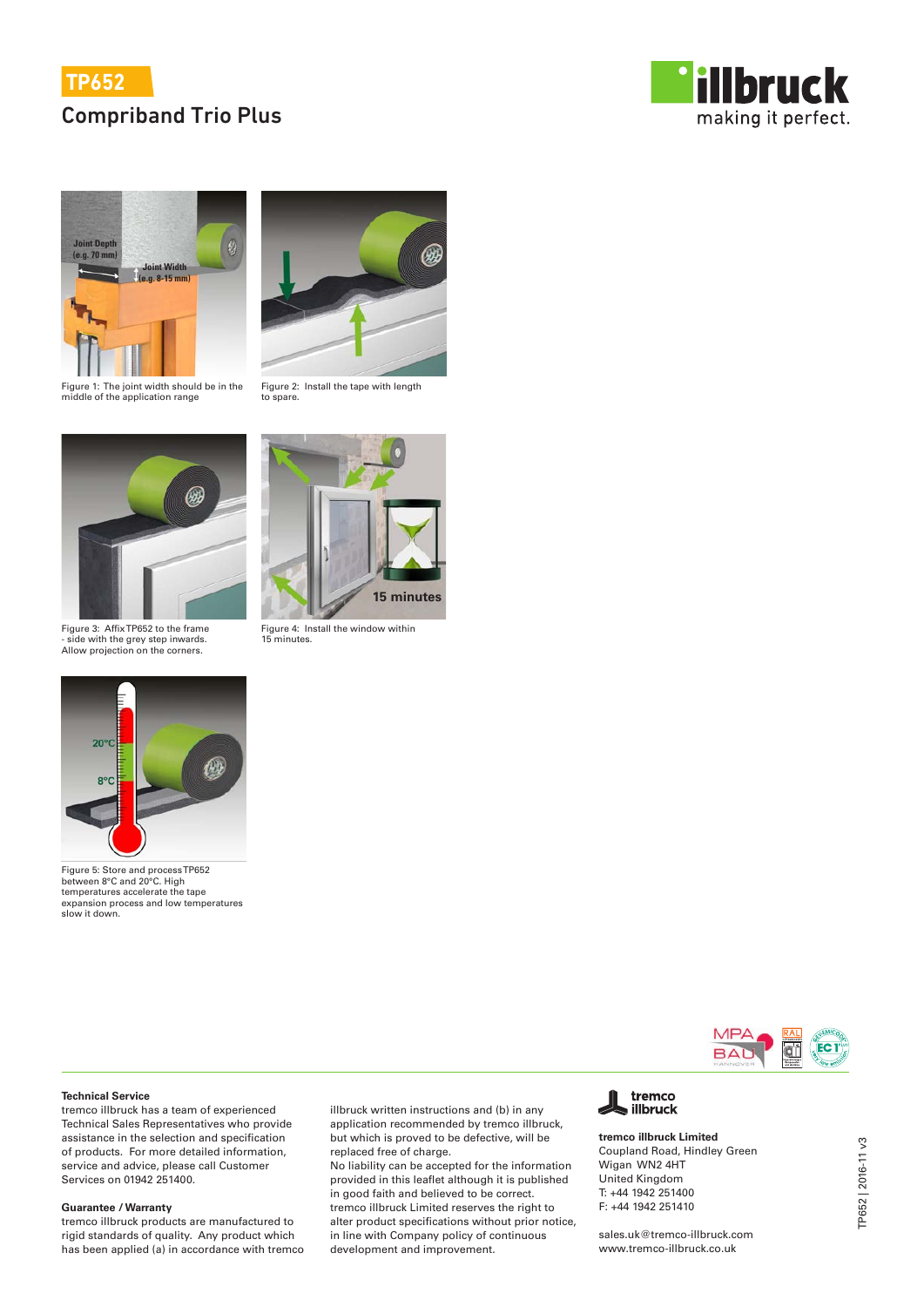# TP652

## Compriband Trio Plus

Figure 1: The joint width should be in the middle of the application range

Figure 2: Install the tape with length to spare.

Figure 3: Affix TP652 to the frame - side with the grey step inwards. Allow projection on the corners.

Figure 4: Install the window within 15 minutes.

Figure 5: Store and process TP652 between 8°C and 20°C. High temperatures accelerate the tape expansion process and low temperatures slow it down.

**Technical Service**

tremco illbruck has a team of experienced Technical Sales Representatives who provide assistance in the selection and specification of products. For more detailed information, service and advice, please call Customer Services on 01942 251400.

**Guarantee / Warranty**

tremco illbruck products are manufactured to rigid standards of quality. Any product which has been applied (a) in accordance with tremco illbruck written instructions and (b) in any application recommended by tremco illbruck, but which is proved to be defective, will be replaced free of charge.

No liability can be accepted for the information provided in this leaflet although it is published in good faith and believed to be correct. tremco illbruck Limited reserves the right to alter product specifications without prior notice, in line with Company policy of continuous development and improvement.

**tremco illbruck Limited**
Coupland Road, Hindley Green
Wigan WN2 4HT
United Kingdom
T: +44 1942 251400
F: +44 1942 251410

sales.uk@tremco-illbruck.com
www.tremco-illbruck.co.uk

TP652 | 2016-11 v3